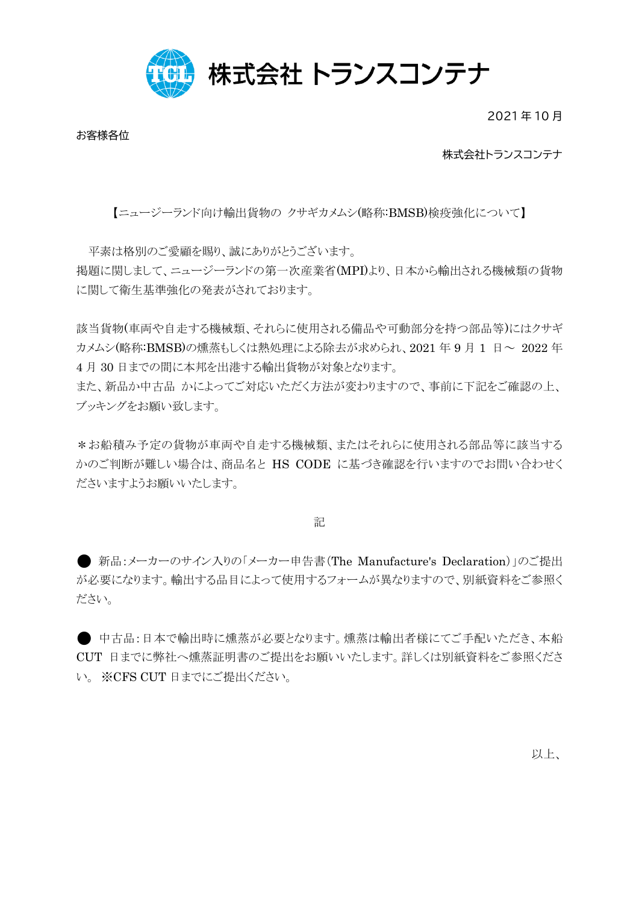# 株式会社 トランスコンテナ

2021 年 10 月

お客様各位

株式会社トランスコンテナ

【ニュージーランド向け輸出貨物の クサギカメムシ(略称:BMSB)検疫強化について】

平素は格別のご愛顧を賜り、誠にありがとうございます。
掲題に関しまして、ニュージーランドの第一次産業省(MPI)より、日本から輸出される機械類の貨物に関して衛生基準強化の発表がされております。

該当貨物(車両や自走する機械類、それらに使用される備品や可動部分を持つ部品等)にはクサギカメムシ(略称:BMSB)の燻蒸もしくは熱処理による除去が求められ、2021 年 9 月 1 日～ 2022 年 4 月 30 日までの間に本邦を出港する輸出貨物が対象となります。
また、新品か中古品 かによってご対応いただく方法が変わりますので、事前に下記をご確認の上、ブッキングをお願い致します。

＊お船積み予定の貨物が車両や自走する機械類、またはそれらに使用される部品等に該当するかのご判断が難しい場合は、商品名と HS CODE に基づき確認を行いますのでお問い合わせくださいますようお願いいたします。

記

● 新品:メーカーのサイン入りの「メーカー申告書(The Manufacture's Declaration)」のご提出が必要になります。輸出する品目によって使用するフォームが異なりますので、別紙資料をご参照ください。

● 中古品:日本で輸出時に燻蒸が必要となります。燻蒸は輸出者様にてご手配いただき、本船 CUT 日までに弊社へ燻蒸証明書のご提出をお願いいたします。詳しくは別紙資料をご参照ください。 ※CFS CUT 日までにご提出ください。

以上、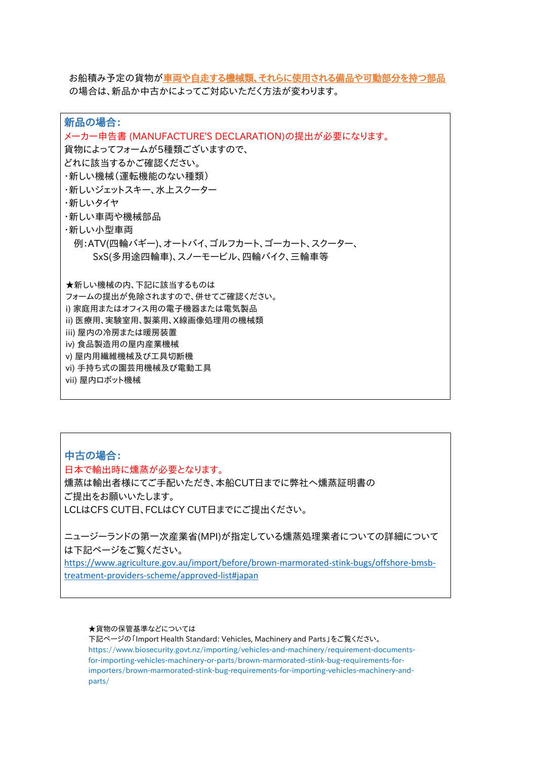お船積み予定の貨物が**車両や自走する機械類､それらに使用される備品や可動部分を持つ部品**の場合は､新品か中古かによってご対応いただく方法が変わります。

### 新品の場合:

**メーカー申告書 (MANUFACTURE'S DECLARATION)の提出が必要になります。**

貨物によってフォームが5種類ございますので、
どれに該当するかご確認ください。

- ･新しい機械（運転機能のない種類）
- ･新しいジェットスキー､水上スクーター
- ･新しいタイヤ
- ･新しい車両や機械部品
- ･新しい小型車両
  例:ATV(四輪バギー)､オートバイ､ゴルフカート､ゴーカート､スクーター､
  SxS(多用途四輪車)､スノーモービル､四輪バイク､三輪車等

★新しい機械の内、下記に該当するものは
フォームの提出が免除されますので､併せてご確認ください。

i) 家庭用またはオフィス用の電子機器または電気製品
ii) 医療用､実験室用､製薬用､X線画像処理用の機械類
iii) 屋内の冷房または暖房装置
iv) 食品製造用の屋内産業機械
v) 屋内用繊維機械及び工具切断機
vi) 手持ち式の園芸用機械及び電動工具
vii) 屋内ロボット機械

### 中古の場合:

**日本で輸出時に燻蒸が必要となります。**

燻蒸は輸出者様にてご手配いただき､本船CUT日までに弊社へ燻蒸証明書の
ご提出をお願いいたします。
LCLはCFS CUT日､FCLはCY CUT日までにご提出ください。

ニュージーランドの第一次産業省(MPI)が指定している燻蒸処理業者についての詳細については下記ページをご覧ください。
https://www.agriculture.gov.au/import/before/brown-marmorated-stink-bugs/offshore-bmsb-treatment-providers-scheme/approved-list#japan

★貨物の保管基準などについては
下記ページの｢Import Health Standard: Vehicles, Machinery and Parts｣をご覧ください。
https://www.biosecurity.govt.nz/importing/vehicles-and-machinery/requirement-documents-for-importing-vehicles-machinery-or-parts/brown-marmorated-stink-bug-requirements-for-importers/brown-marmorated-stink-bug-requirements-for-importing-vehicles-machinery-and-parts/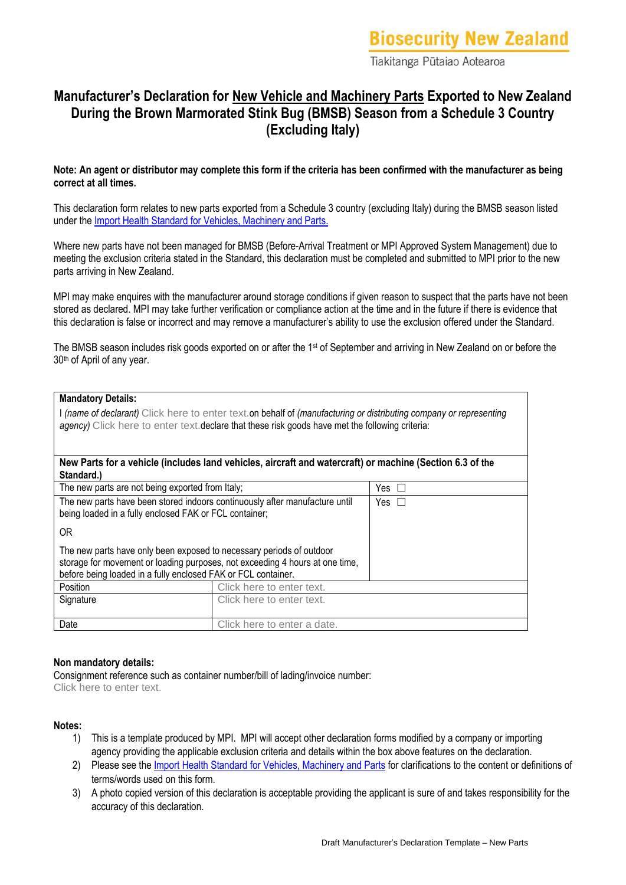Biosecurity New Zealand

Tiakitanga Pūtaiao Aotearoa

# Manufacturer's Declaration for New Vehicle and Machinery Parts Exported to New Zealand During the Brown Marmorated Stink Bug (BMSB) Season from a Schedule 3 Country (Excluding Italy)

**Note: An agent or distributor may complete this form if the criteria has been confirmed with the manufacturer as being correct at all times.**

This declaration form relates to new parts exported from a Schedule 3 country (excluding Italy) during the BMSB season listed under the [Import Health Standard for Vehicles, Machinery and Parts.]()

Where new parts have not been managed for BMSB (Before-Arrival Treatment or MPI Approved System Management) due to meeting the exclusion criteria stated in the Standard, this declaration must be completed and submitted to MPI prior to the new parts arriving in New Zealand.

MPI may make enquires with the manufacturer around storage conditions if given reason to suspect that the parts have not been stored as declared. MPI may take further verification or compliance action at the time and in the future if there is evidence that this declaration is false or incorrect and may remove a manufacturer's ability to use the exclusion offered under the Standard.

The BMSB season includes risk goods exported on or after the 1st of September and arriving in New Zealand on or before the 30th of April of any year.

| | | |
|---|---|---|
| **Mandatory Details:**<br>I *(name of declarant)* Click here to enter text. on behalf of *(manufacturing or distributing company or representing agency)* Click here to enter text. declare that these risk goods have met the following criteria: | | |
| **New Parts for a vehicle (includes land vehicles, aircraft and watercraft) or machine (Section 6.3 of the Standard.)** | | |
| The new parts are not being exported from Italy; | | Yes ☐ |
| The new parts have been stored indoors continuously after manufacture until being loaded in a fully enclosed FAK or FCL container;<br><br>OR<br><br>The new parts have only been exposed to necessary periods of outdoor storage for movement or loading purposes, not exceeding 4 hours at one time, before being loaded in a fully enclosed FAK or FCL container. | | Yes ☐ |
| Position | Click here to enter text. | |
| Signature | Click here to enter text. | |
| Date | Click here to enter a date. | |

**Non mandatory details:**

Consignment reference such as container number/bill of lading/invoice number:

Click here to enter text.

**Notes:**

1) This is a template produced by MPI. MPI will accept other declaration forms modified by a company or importing agency providing the applicable exclusion criteria and details within the box above features on the declaration.
2) Please see the [Import Health Standard for Vehicles, Machinery and Parts]() for clarifications to the content or definitions of terms/words used on this form.
3) A photo copied version of this declaration is acceptable providing the applicant is sure of and takes responsibility for the accuracy of this declaration.

Draft Manufacturer's Declaration Template – New Parts